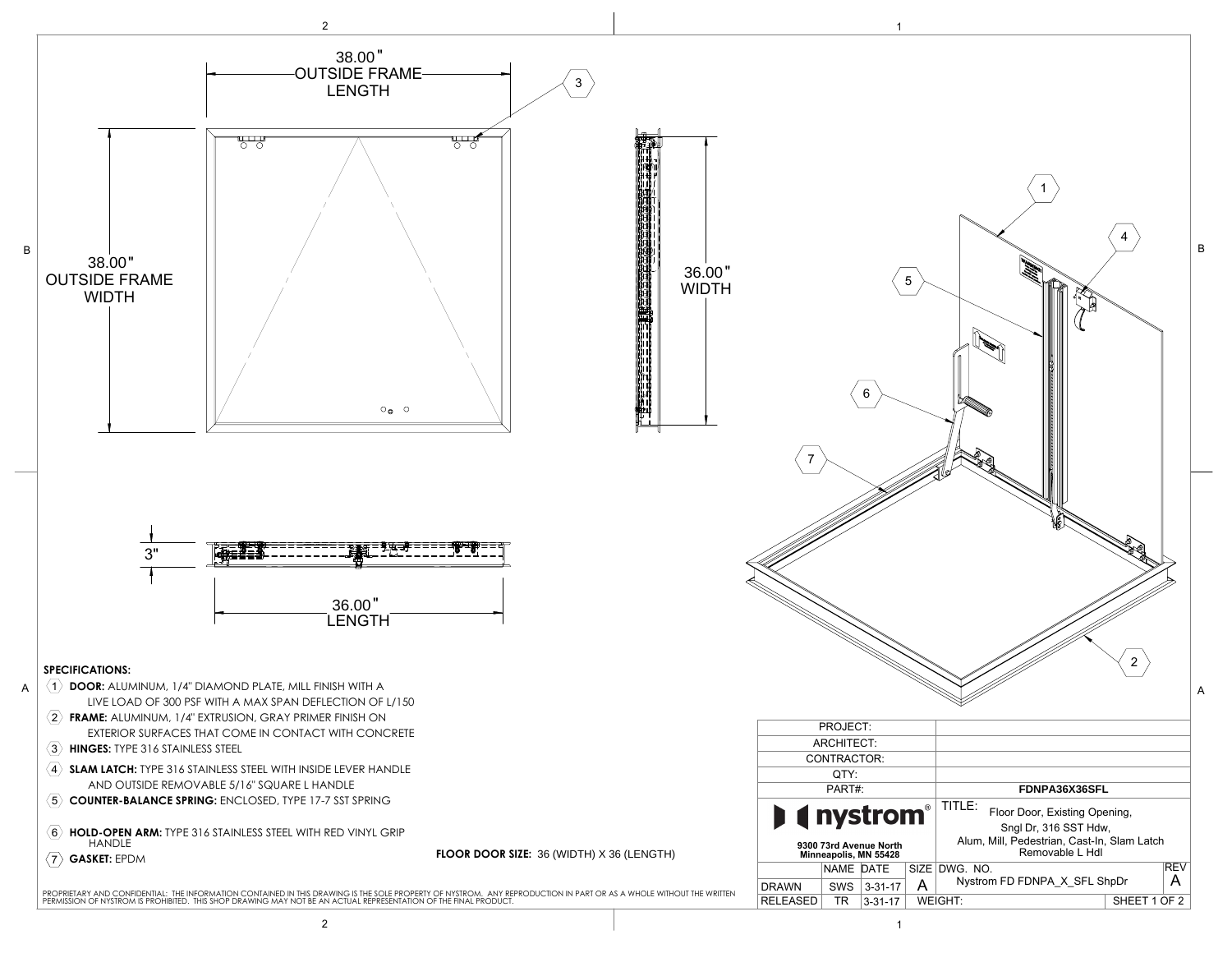38.00" OUTSIDE FRAME LENGTH

38.00" OUTSIDE FRAME WIDTH

36.00" WIDTH

3"

36.00" LENGTH

**SPECIFICATIONS:**

1. **DOOR:** ALUMINUM, 1/4" DIAMOND PLATE, MILL FINISH WITH A LIVE LOAD OF 300 PSF WITH A MAX SPAN DEFLECTION OF L/150
2. **FRAME:** ALUMINUM, 1/4" EXTRUSION, GRAY PRIMER FINISH ON EXTERIOR SURFACES THAT COME IN CONTACT WITH CONCRETE
3. **HINGES:** TYPE 316 STAINLESS STEEL
4. **SLAM LATCH:** TYPE 316 STAINLESS STEEL WITH INSIDE LEVER HANDLE AND OUTSIDE REMOVABLE 5/16" SQUARE L HANDLE
5. **COUNTER-BALANCE SPRING:** ENCLOSED, TYPE 17-7 SST SPRING
6. **HOLD-OPEN ARM:** TYPE 316 STAINLESS STEEL WITH RED VINYL GRIP HANDLE
7. **GASKET:** EPDM

**FLOOR DOOR SIZE:** 36 (WIDTH) X 36 (LENGTH)

PROPRIETARY AND CONFIDENTIAL: THE INFORMATION CONTAINED IN THIS DRAWING IS THE SOLE PROPERTY OF NYSTROM. ANY REPRODUCTION IN PART OR AS A WHOLE WITHOUT THE WRITTEN PERMISSION OF NYSTROM IS PROHIBITED. THIS SHOP DRAWING MAY NOT BE AN ACTUAL REPRESENTATION OF THE FINAL PRODUCT.

| | | | | |
|---|---|---|---|---|
| PROJECT: | | | | |
| ARCHITECT: | | | | |
| CONTRACTOR: | | | | |
| QTY: | | | | |
| PART#: | | | **FDNPA36X36SFL** | |

**nystrom®**
9300 73rd Avenue North
Minneapolis, MN 55428

TITLE: Floor Door, Existing Opening, Sngl Dr, 316 SST Hdw, Alum, Mill, Pedestrian, Cast-In, Slam Latch Removable L Hdl

| | NAME | DATE | SIZE | DWG. NO. | REV |
|---|---|---|---|---|---|
| DRAWN | SWS | 3-31-17 | A | Nystrom FD FDNPA_X_SFL ShpDr | A |
| RELEASED | TR | 3-31-17 | WEIGHT: | | |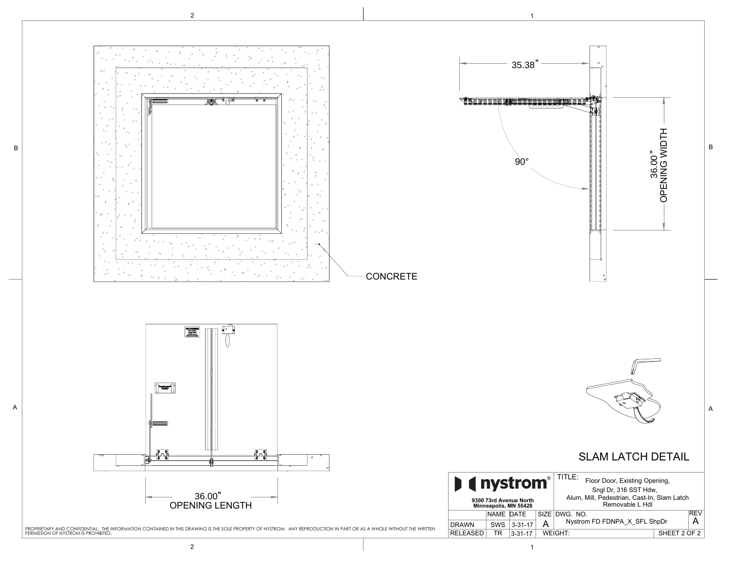35.38"

90°

36.00"
OPENING WIDTH

CONCRETE

36.00"
OPENING LENGTH

SLAM LATCH DETAIL

**nystrom**

9300 73rd Avenue North
Minneapolis, MN 55428

TITLE: Floor Door, Existing Opening, Sngl Dr, 316 SST Hdw, Alum, Mill, Pedestrian, Cast-In, Slam Latch Removable L Hdl

| | NAME | DATE | SIZE | DWG. NO. | REV |
|---|---|---|---|---|---|
| DRAWN | SWS | 3-31-17 | A | Nystrom FD FDNPA_X_SFL ShpDr | A |
| RELEASED | TR | 3-31-17 | WEIGHT: | SHEET 2 OF 2 | |

PROPRIETARY AND CONFIDENTIAL: THE INFORMATION CONTAINED IN THIS DRAWING IS THE SOLE PROPERTY OF NYSTROM. ANY REPRODUCTION IN PART OR AS A WHOLE WITHOUT THE WRITTEN PERMISSION OF NYSTROM IS PROHIBITED.